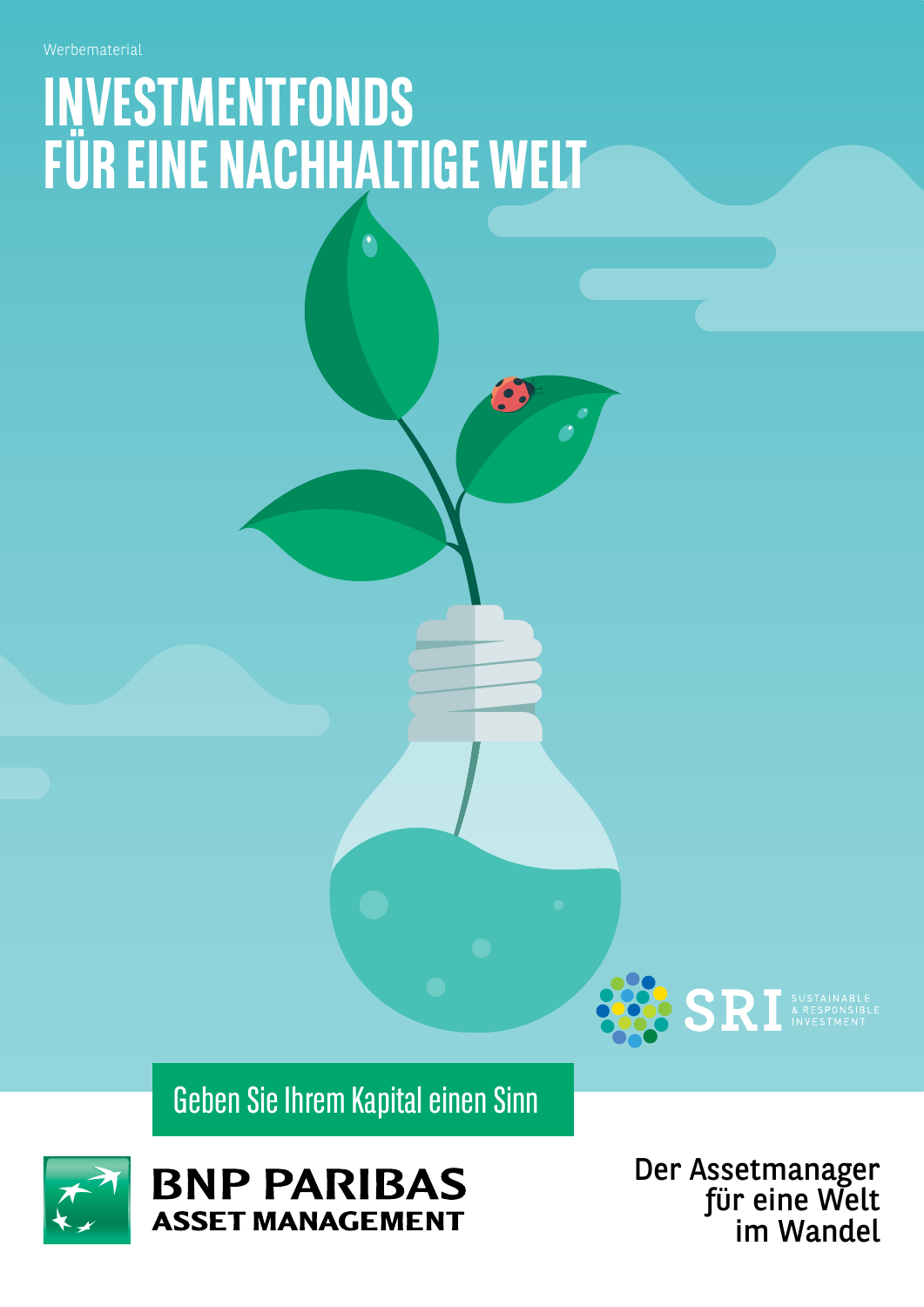Werbematerial

# INVESTMENTFONDS FÜR EINE NACHHALTIGE WELT

SRI SUSTAINABLE & RESPONSIBLE INVESTMENT

Geben Sie Ihrem Kapital einen Sinn

BNP PARIBAS ASSET MANAGEMENT

Der Assetmanager für eine Welt im Wandel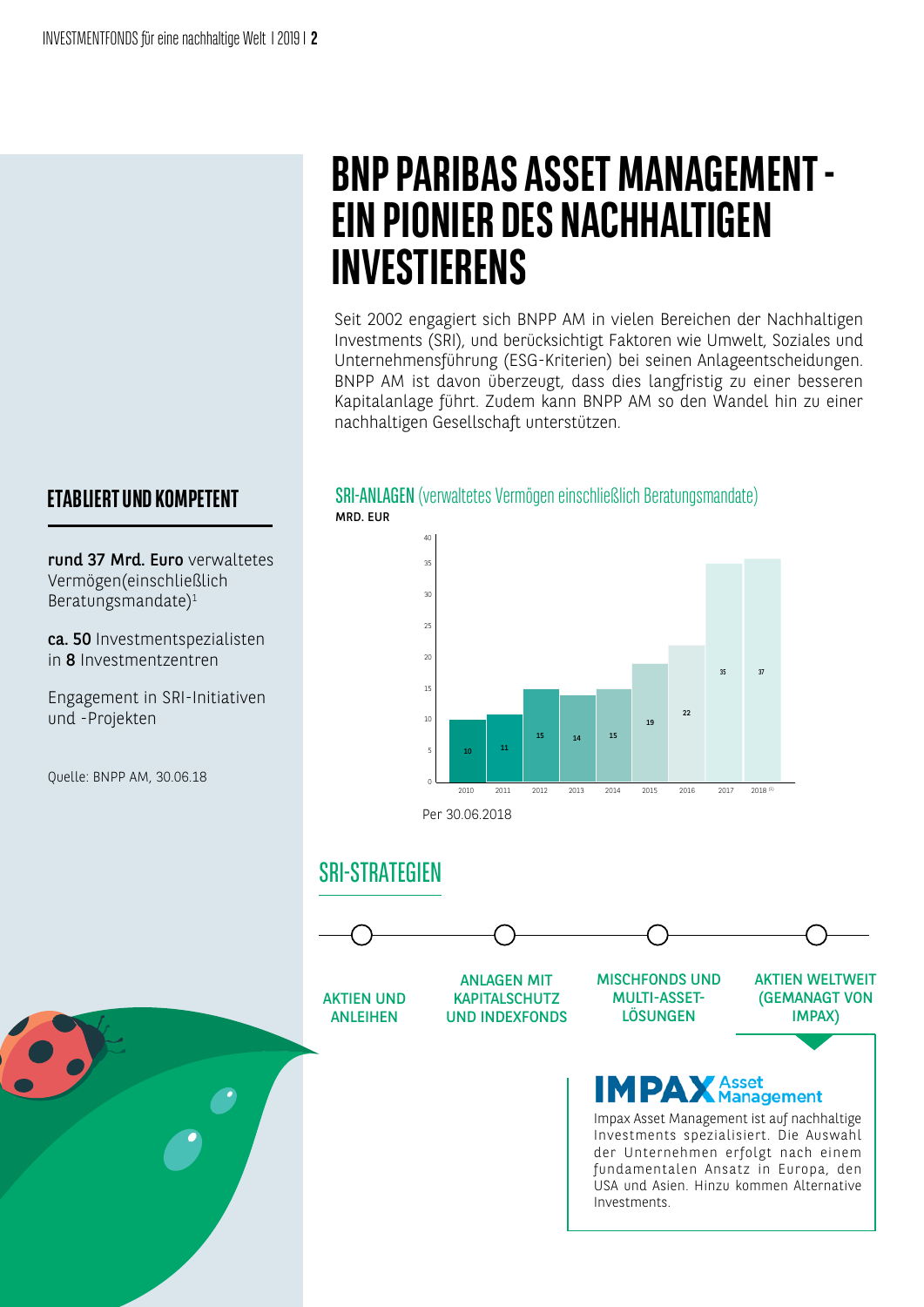# BNP PARIBAS ASSET MANAGEMENT - EIN PIONIER DES NACHHALTIGEN INVESTIERENS

Seit 2002 engagiert sich BNPP AM in vielen Bereichen der Nachhaltigen Investments (SRI), und berücksichtigt Faktoren wie Umwelt, Soziales und Unternehmensführung (ESG-Kriterien) bei seinen Anlageentscheidungen. BNPP AM ist davon überzeugt, dass dies langfristig zu einer besseren Kapitalanlage führt. Zudem kann BNPP AM so den Wandel hin zu einer nachhaltigen Gesellschaft unterstützen.

## ETABLIERT UND KOMPETENT

**rund 37 Mrd. Euro** verwaltetes Vermögen(einschließlich Beratungsmandate)[1]

**ca. 50** Investmentspezialisten in **8** Investmentzentren

Engagement in SRI-Initiativen und -Projekten

Quelle: BNPP AM, 30.06.18

## SRI-ANLAGEN (verwaltetes Vermögen einschließlich Beratungsmandate)

MRD. EUR

| Jahr | 2010 | 2011 | 2012 | 2013 | 2014 | 2015 | 2016 | 2017 | 2018 [1] |
|---|---|---|---|---|---|---|---|---|---|
| Mrd. EUR | 10 | 11 | 15 | 14 | 15 | 19 | 22 | 35 | 37 |

Per 30.06.2018

## SRI-STRATEGIEN

- AKTIEN UND ANLEIHEN
- ANLAGEN MIT KAPITALSCHUTZ UND INDEXFONDS
- MISCHFONDS UND MULTI-ASSET-LÖSUNGEN
- AKTIEN WELTWEIT (GEMANAGT VON IMPAX)

**IMPAX Asset Management**

Impax Asset Management ist auf nachhaltige Investments spezialisiert. Die Auswahl der Unternehmen erfolgt nach einem fundamentalen Ansatz in Europa, den USA und Asien. Hinzu kommen Alternative Investments.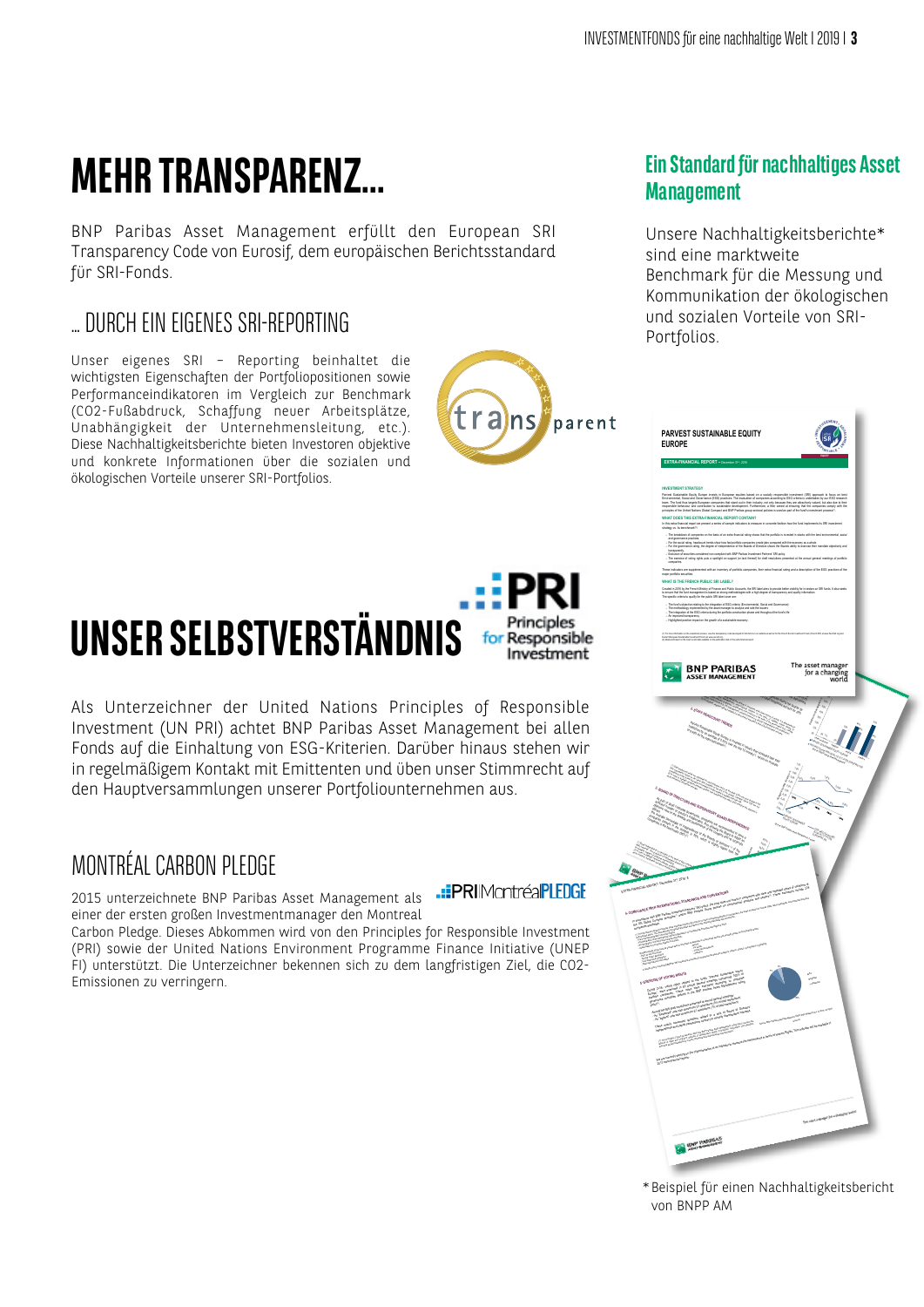# MEHR TRANSPARENZ…

BNP Paribas Asset Management erfüllt den European SRI Transparency Code von Eurosif, dem europäischen Berichtsstandard für SRI-Fonds.

## … DURCH EIN EIGENES SRI-REPORTING

Unser eigenes SRI – Reporting beinhaltet die wichtigsten Eigenschaften der Portfoliopositionen sowie Performanceindikatoren im Vergleich zur Benchmark (CO2-Fußabdruck, Schaffung neuer Arbeitsplätze, Unabhängigkeit der Unternehmensleitung, etc.). Diese Nachhaltigkeitsberichte bieten Investoren objektive und konkrete Informationen über die sozialen und ökologischen Vorteile unserer SRI-Portfolios.

## Ein Standard für nachhaltiges Asset Management

Unsere Nachhaltigkeitsberichte* sind eine marktweite Benchmark für die Messung und Kommunikation der ökologischen und sozialen Vorteile von SRI-Portfolios.

*Beispiel für einen Nachhaltigkeitsbericht von BNPP AM

# UNSER SELBSTVERSTÄNDNIS

Als Unterzeichner der United Nations Principles of Responsible Investment (UN PRI) achtet BNP Paribas Asset Management bei allen Fonds auf die Einhaltung von ESG-Kriterien. Darüber hinaus stehen wir in regelmäßigem Kontakt mit Emittenten und üben unser Stimmrecht auf den Hauptversammlungen unserer Portfoliounternehmen aus.

## MONTRÉAL CARBON PLEDGE

2015 unterzeichnete BNP Paribas Asset Management als einer der ersten großen Investmentmanager den Montreal Carbon Pledge. Dieses Abkommen wird von den Principles for Responsible Investment (PRI) sowie der United Nations Environment Programme Finance Initiative (UNEP FI) unterstützt. Die Unterzeichner bekennen sich zu dem langfristigen Ziel, die CO2-Emissionen zu verringern.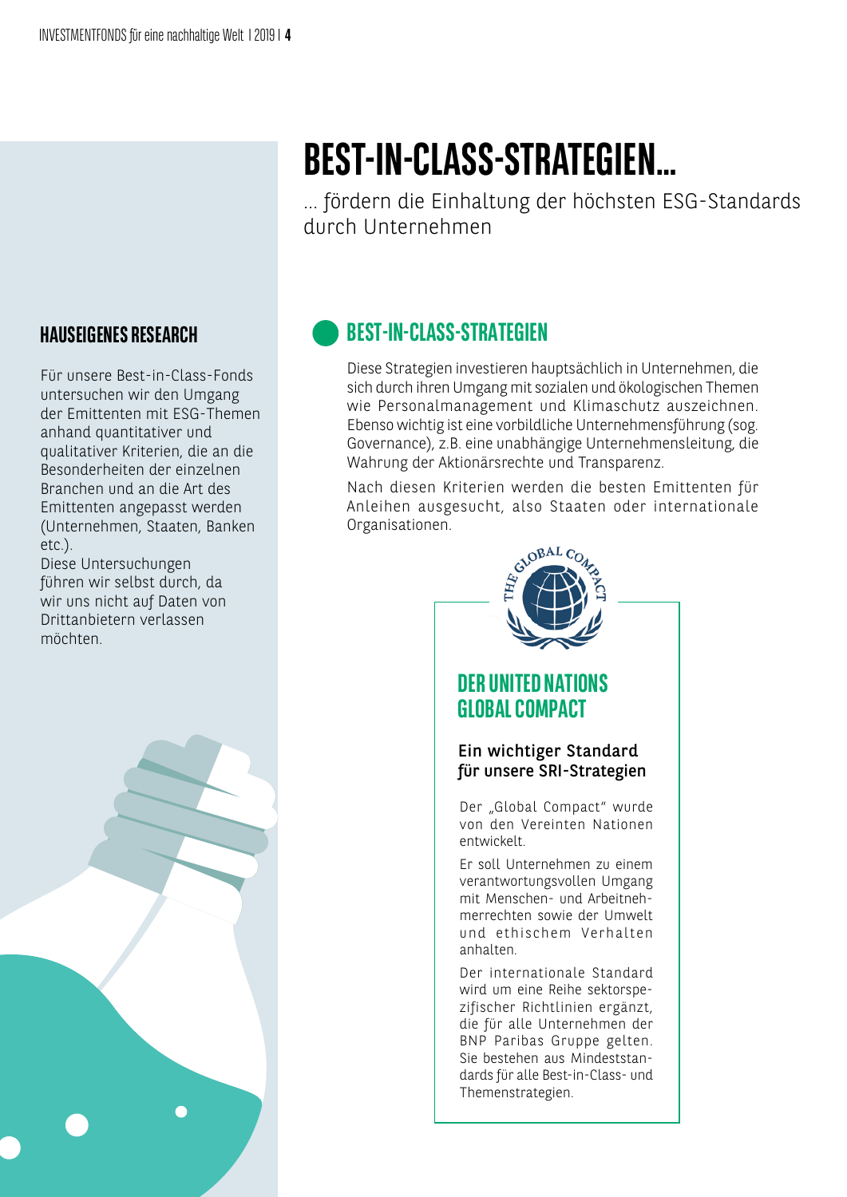# BEST-IN-CLASS-STRATEGIEN…

… fördern die Einhaltung der höchsten ESG-Standards durch Unternehmen

## BEST-IN-CLASS-STRATEGIEN

Diese Strategien investieren hauptsächlich in Unternehmen, die sich durch ihren Umgang mit sozialen und ökologischen Themen wie Personalmanagement und Klimaschutz auszeichnen. Ebenso wichtig ist eine vorbildliche Unternehmensführung (sog. Governance), z.B. eine unabhängige Unternehmensleitung, die Wahrung der Aktionärsrechte und Transparenz.

Nach diesen Kriterien werden die besten Emittenten für Anleihen ausgesucht, also Staaten oder internationale Organisationen.

## HAUSEIGENES RESEARCH

Für unsere Best-in-Class-Fonds untersuchen wir den Umgang der Emittenten mit ESG-Themen anhand quantitativer und qualitativer Kriterien, die an die Besonderheiten der einzelnen Branchen und an die Art des Emittenten angepasst werden (Unternehmen, Staaten, Banken etc.).

Diese Untersuchungen führen wir selbst durch, da wir uns nicht auf Daten von Drittanbietern verlassen möchten.

## DER UNITED NATIONS GLOBAL COMPACT

### Ein wichtiger Standard für unsere SRI-Strategien

Der „Global Compact" wurde von den Vereinten Nationen entwickelt.

Er soll Unternehmen zu einem verantwortungsvollen Umgang mit Menschen- und Arbeitnehmerrechten sowie der Umwelt und ethischem Verhalten anhalten.

Der internationale Standard wird um eine Reihe sektorspezifischer Richtlinien ergänzt, die für alle Unternehmen der BNP Paribas Gruppe gelten. Sie bestehen aus Mindeststandards für alle Best-in-Class- und Themenstrategien.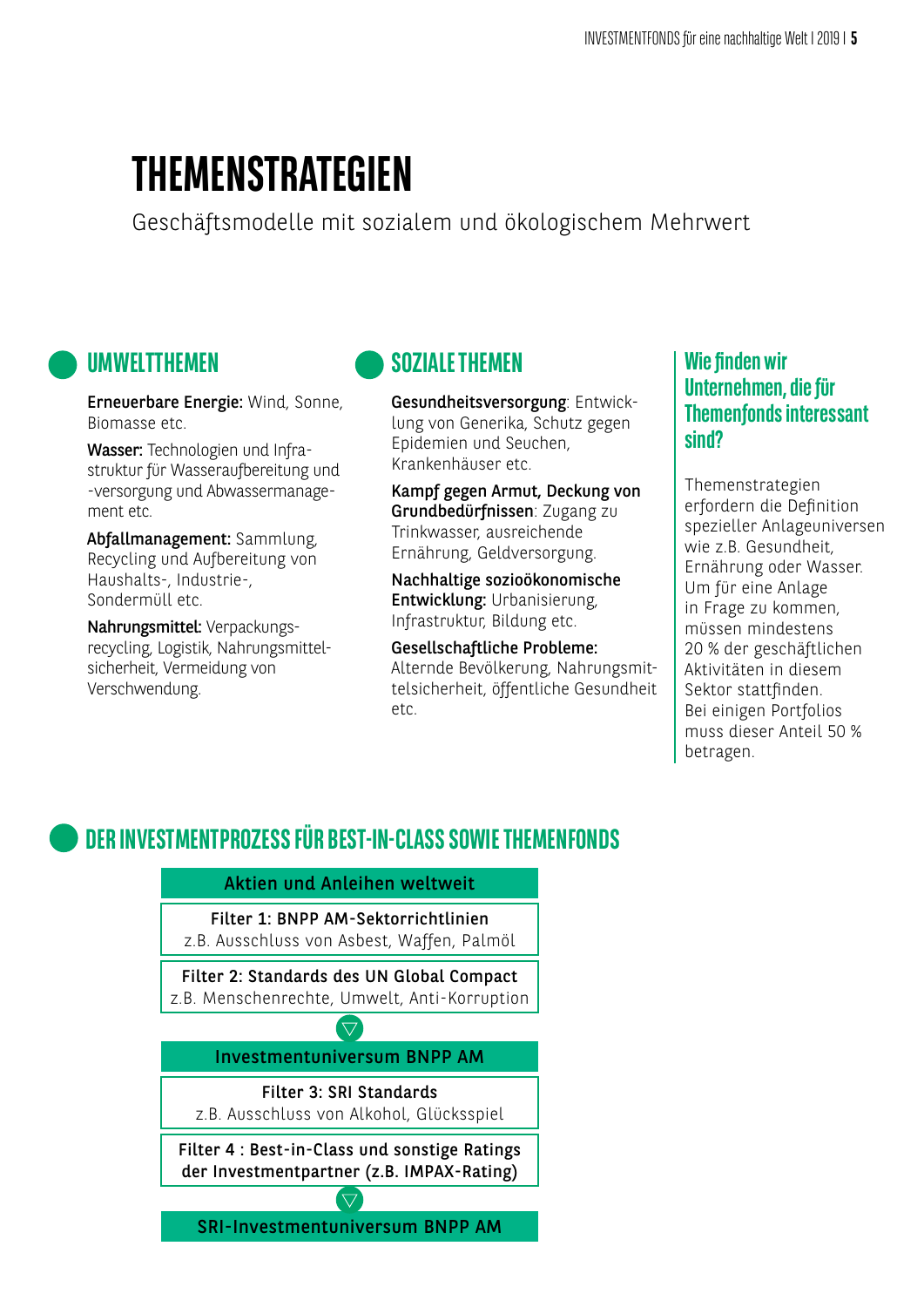# THEMENSTRATEGIEN

Geschäftsmodelle mit sozialem und ökologischem Mehrwert

## UMWELTTHEMEN

**Erneuerbare Energie:** Wind, Sonne, Biomasse etc.

**Wasser:** Technologien und Infrastruktur für Wasseraufbereitung und -versorgung und Abwassermanagement etc.

**Abfallmanagement:** Sammlung, Recycling und Aufbereitung von Haushalts-, Industrie-, Sondermüll etc.

**Nahrungsmittel:** Verpackungsrecycling, Logistik, Nahrungsmittelsicherheit, Vermeidung von Verschwendung.

## SOZIALE THEMEN

**Gesundheitsversorgung**: Entwicklung von Generika, Schutz gegen Epidemien und Seuchen, Krankenhäuser etc.

**Kampf gegen Armut, Deckung von Grundbedürfnissen**: Zugang zu Trinkwasser, ausreichende Ernährung, Geldversorgung.

**Nachhaltige sozioökonomische Entwicklung:** Urbanisierung, Infrastruktur, Bildung etc.

**Gesellschaftliche Probleme:** Alternde Bevölkerung, Nahrungsmittelsicherheit, öffentliche Gesundheit etc.

### Wie finden wir Unternehmen, die für Themenfonds interessant sind?

Themenstrategien erfordern die Definition spezieller Anlageuniversen wie z.B. Gesundheit, Ernährung oder Wasser. Um für eine Anlage in Frage zu kommen, müssen mindestens 20 % der geschäftlichen Aktivitäten in diesem Sektor stattfinden. Bei einigen Portfolios muss dieser Anteil 50 % betragen.

## DER INVESTMENTPROZESS FÜR BEST-IN-CLASS SOWIE THEMENFONDS

**Aktien und Anleihen weltweit**

**Filter 1: BNPP AM-Sektorrichtlinien**
z.B. Ausschluss von Asbest, Waffen, Palmöl

**Filter 2: Standards des UN Global Compact**
z.B. Menschenrechte, Umwelt, Anti-Korruption

▽

**Investmentuniversum BNPP AM**

**Filter 3: SRI Standards**
z.B. Ausschluss von Alkohol, Glücksspiel

**Filter 4 : Best-in-Class und sonstige Ratings der Investmentpartner (z.B. IMPAX-Rating)**

▽

**SRI-Investmentuniversum BNPP AM**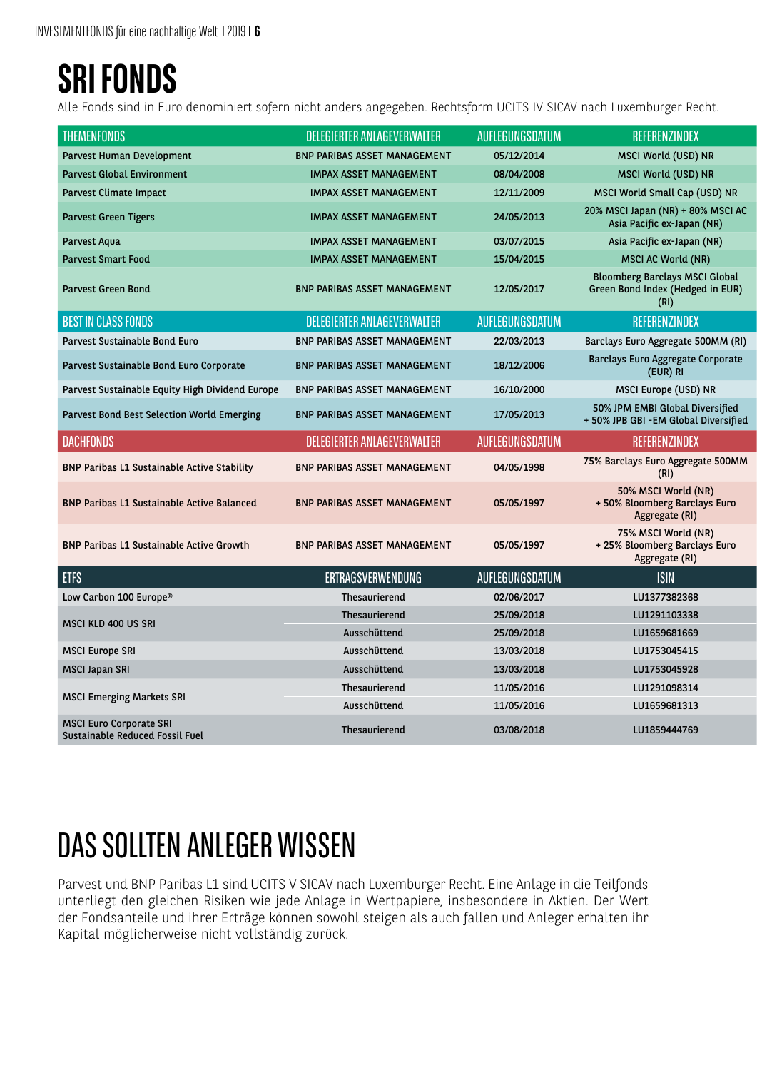# SRI FONDS

Alle Fonds sind in Euro denominiert sofern nicht anders angegeben. Rechtsform UCITS IV SICAV nach Luxemburger Recht.

| THEMENFONDS | DELEGIERTER ANLAGEVERWALTER | AUFLEGUNGSDATUM | REFERENZINDEX |
|---|---|---|---|
| Parvest Human Development | BNP PARIBAS ASSET MANAGEMENT | 05/12/2014 | MSCI World (USD) NR |
| Parvest Global Environment | IMPAX ASSET MANAGEMENT | 08/04/2008 | MSCI World (USD) NR |
| Parvest Climate Impact | IMPAX ASSET MANAGEMENT | 12/11/2009 | MSCI World Small Cap (USD) NR |
| Parvest Green Tigers | IMPAX ASSET MANAGEMENT | 24/05/2013 | 20% MSCI Japan (NR) + 80% MSCI AC Asia Pacific ex-Japan (NR) |
| Parvest Aqua | IMPAX ASSET MANAGEMENT | 03/07/2015 | Asia Pacific ex-Japan (NR) |
| Parvest Smart Food | IMPAX ASSET MANAGEMENT | 15/04/2015 | MSCI AC World (NR) |
| Parvest Green Bond | BNP PARIBAS ASSET MANAGEMENT | 12/05/2017 | Bloomberg Barclays MSCI Global Green Bond Index (Hedged in EUR) (RI) |
| **BEST IN CLASS FONDS** | **DELEGIERTER ANLAGEVERWALTER** | **AUFLEGUNGSDATUM** | **REFERENZINDEX** |
| Parvest Sustainable Bond Euro | BNP PARIBAS ASSET MANAGEMENT | 22/03/2013 | Barclays Euro Aggregate 500MM (RI) |
| Parvest Sustainable Bond Euro Corporate | BNP PARIBAS ASSET MANAGEMENT | 18/12/2006 | Barclays Euro Aggregate Corporate (EUR) RI |
| Parvest Sustainable Equity High Dividend Europe | BNP PARIBAS ASSET MANAGEMENT | 16/10/2000 | MSCI Europe (USD) NR |
| Parvest Bond Best Selection World Emerging | BNP PARIBAS ASSET MANAGEMENT | 17/05/2013 | 50% JPM EMBI Global Diversified + 50% JPB GBI -EM Global Diversified |
| **DACHFONDS** | **DELEGIERTER ANLAGEVERWALTER** | **AUFLEGUNGSDATUM** | **REFERENZINDEX** |
| BNP Paribas L1 Sustainable Active Stability | BNP PARIBAS ASSET MANAGEMENT | 04/05/1998 | 75% Barclays Euro Aggregate 500MM (RI) |
| BNP Paribas L1 Sustainable Active Balanced | BNP PARIBAS ASSET MANAGEMENT | 05/05/1997 | 50% MSCI World (NR) + 50% Bloomberg Barclays Euro Aggregate (RI) |
| BNP Paribas L1 Sustainable Active Growth | BNP PARIBAS ASSET MANAGEMENT | 05/05/1997 | 75% MSCI World (NR) + 25% Bloomberg Barclays Euro Aggregate (RI) |
| **ETFS** | **ERTRAGSVERWENDUNG** | **AUFLEGUNGSDATUM** | **ISIN** |
| Low Carbon 100 Europe® | Thesaurierend | 02/06/2017 | LU1377382368 |
| MSCI KLD 400 US SRI | Thesaurierend | 25/09/2018 | LU1291103338 |
| | Ausschüttend | 25/09/2018 | LU1659681669 |
| MSCI Europe SRI | Ausschüttend | 13/03/2018 | LU1753045415 |
| MSCI Japan SRI | Ausschüttend | 13/03/2018 | LU1753045928 |
| MSCI Emerging Markets SRI | Thesaurierend | 11/05/2016 | LU1291098314 |
| | Ausschüttend | 11/05/2016 | LU1659681313 |
| MSCI Euro Corporate SRI Sustainable Reduced Fossil Fuel | Thesaurierend | 03/08/2018 | LU1859444769 |

# DAS SOLLTEN ANLEGER WISSEN

Parvest und BNP Paribas L1 sind UCITS V SICAV nach Luxemburger Recht. Eine Anlage in die Teilfonds unterliegt den gleichen Risiken wie jede Anlage in Wertpapiere, insbesondere in Aktien. Der Wert der Fondsanteile und ihrer Erträge können sowohl steigen als auch fallen und Anleger erhalten ihr Kapital möglicherweise nicht vollständig zurück.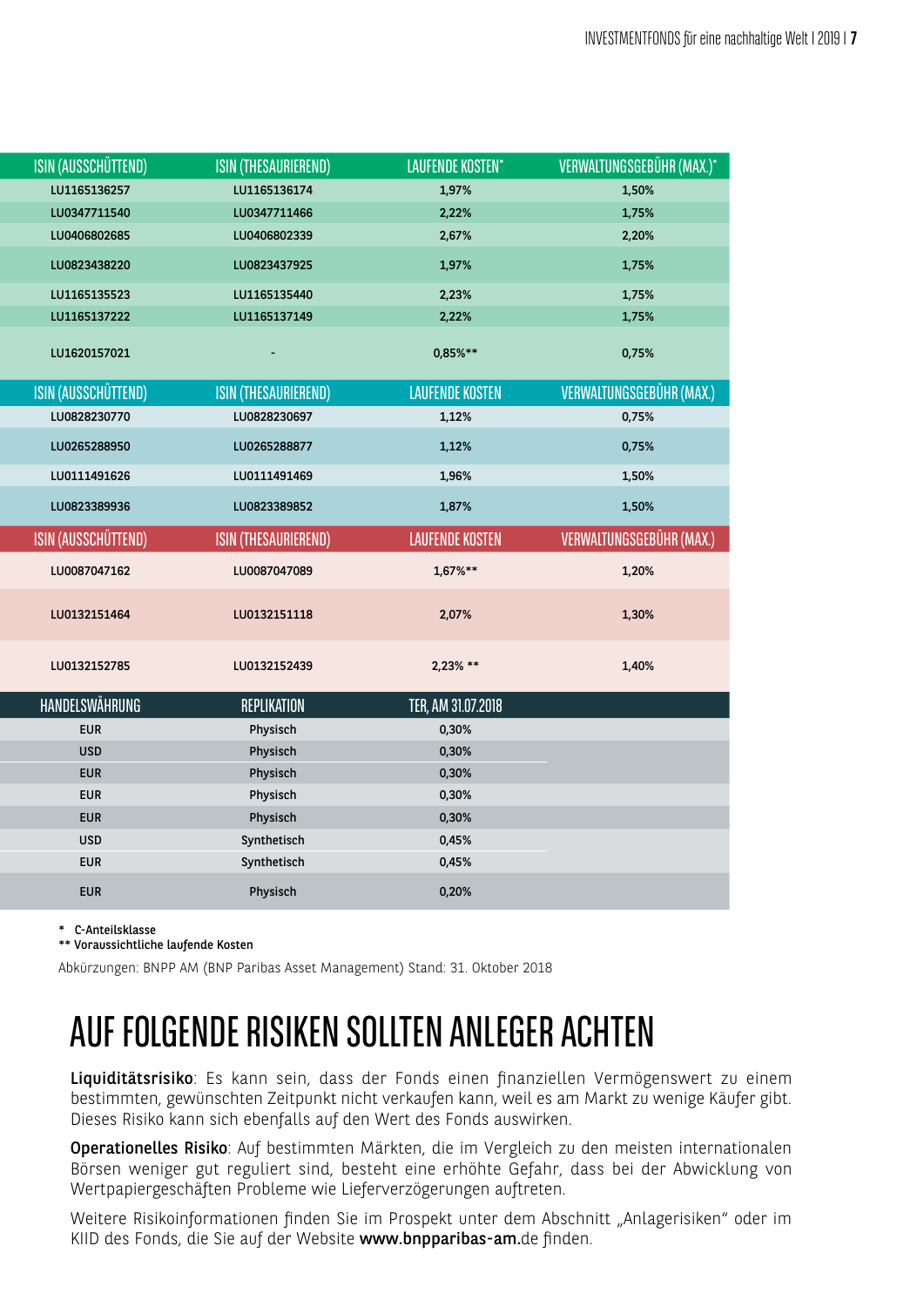| ISIN (AUSSCHÜTTEND) | ISIN (THESAURIEREND) | LAUFENDE KOSTEN* | VERWALTUNGSGEBÜHR (MAX.)* |
|---|---|---|---|
| LU1165136257 | LU1165136174 | 1,97% | 1,50% |
| LU0347711540 | LU0347711466 | 2,22% | 1,75% |
| LU0406802685 | LU0406802339 | 2,67% | 2,20% |
| LU0823438220 | LU0823437925 | 1,97% | 1,75% |
| LU1165135523 | LU1165135440 | 2,23% | 1,75% |
| LU1165137222 | LU1165137149 | 2,22% | 1,75% |
| LU1620157021 | - | 0,85%** | 0,75% |

| ISIN (AUSSCHÜTTEND) | ISIN (THESAURIEREND) | LAUFENDE KOSTEN | VERWALTUNGSGEBÜHR (MAX.) |
|---|---|---|---|
| LU0828230770 | LU0828230697 | 1,12% | 0,75% |
| LU0265288950 | LU0265288877 | 1,12% | 0,75% |
| LU0111491626 | LU0111491469 | 1,96% | 1,50% |
| LU0823389936 | LU0823389852 | 1,87% | 1,50% |

| ISIN (AUSSCHÜTTEND) | ISIN (THESAURIEREND) | LAUFENDE KOSTEN | VERWALTUNGSGEBÜHR (MAX.) |
|---|---|---|---|
| LU0087047162 | LU0087047089 | 1,67%** | 1,20% |
| LU0132151464 | LU0132151118 | 2,07% | 1,30% |
| LU0132152785 | LU0132152439 | 2,23% ** | 1,40% |

| HANDELSWÄHRUNG | REPLIKATION | TER, AM 31.07.2018 |
|---|---|---|
| EUR | Physisch | 0,30% |
| USD | Physisch | 0,30% |
| EUR | Physisch | 0,30% |
| EUR | Physisch | 0,30% |
| EUR | Physisch | 0,30% |
| USD | Synthetisch | 0,45% |
| EUR | Synthetisch | 0,45% |
| EUR | Physisch | 0,20% |

\* C-Anteilsklasse
** Voraussichtliche laufende Kosten

Abkürzungen: BNPP AM (BNP Paribas Asset Management) Stand: 31. Oktober 2018

# AUF FOLGENDE RISIKEN SOLLTEN ANLEGER ACHTEN

**Liquiditätsrisiko**: Es kann sein, dass der Fonds einen finanziellen Vermögenswert zu einem bestimmten, gewünschten Zeitpunkt nicht verkaufen kann, weil es am Markt zu wenige Käufer gibt. Dieses Risiko kann sich ebenfalls auf den Wert des Fonds auswirken.

**Operationelles Risiko**: Auf bestimmten Märkten, die im Vergleich zu den meisten internationalen Börsen weniger gut reguliert sind, besteht eine erhöhte Gefahr, dass bei der Abwicklung von Wertpapiergeschäften Probleme wie Lieferverzögerungen auftreten.

Weitere Risikoinformationen finden Sie im Prospekt unter dem Abschnitt „Anlagerisiken" oder im KIID des Fonds, die Sie auf der Website **www.bnpparibas-am**.de finden.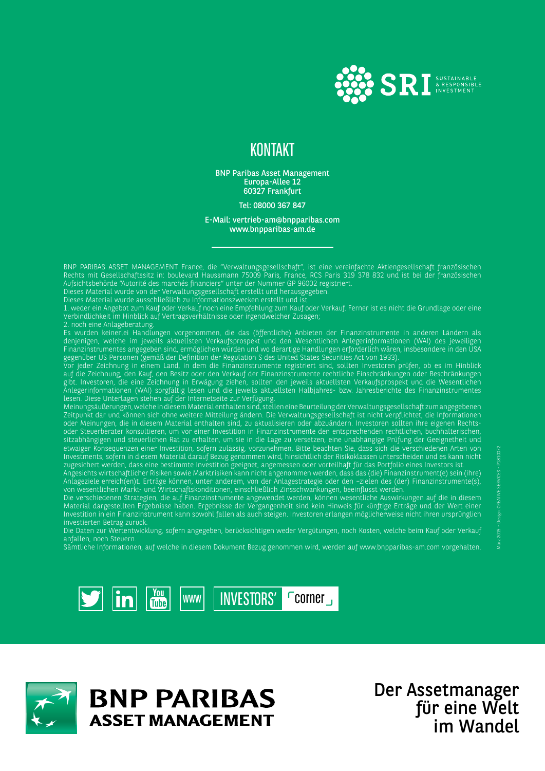SRI SUSTAINABLE & RESPONSIBLE INVESTMENT

# KONTAKT

**BNP Paribas Asset Management**
**Europa-Allee 12**
**60327 Frankfurt**

**Tel: 08000 367 847**

**E-Mail: vertrieb-am@bnpparibas.com**
**www.bnpparibas-am.de**

BNP PARIBAS ASSET MANAGEMENT France, die "Verwaltungsgesellschaft", ist eine vereinfachte Aktiengesellschaft französischen Rechts mit Gesellschaftssitz in: boulevard Haussmann 75009 Paris, France, RCS Paris 319 378 832 und ist bei der französischen Aufsichtsbehörde "Autorité des marchés financiers" unter der Nummer GP 96002 registriert.
Dieses Material wurde von der Verwaltungsgesellschaft erstellt und herausgegeben.
Dieses Material wurde ausschließlich zu Informationszwecken erstellt und ist
1. weder ein Angebot zum Kauf oder Verkauf noch eine Empfehlung zum Kauf oder Verkauf. Ferner ist es nicht die Grundlage oder eine Verbindlichkeit im Hinblick auf Vertragsverhältnisse oder irgendwelcher Zusagen;
2. noch eine Anlageberatung.
Es wurden keinerlei Handlungen vorgenommen, die das (öffentliche) Anbieten der Finanzinstrumente in anderen Ländern als denjenigen, welche im jeweils aktuellsten Verkaufsprospekt und den Wesentlichen Anlegerinformationen (WAI) des jeweiligen Finanzinstrumentes angegeben sind, ermöglichen würden und wo derartige Handlungen erforderlich wären, insbesondere in den USA gegenüber US Personen (gemäß der Definition der Regulation S des United States Securities Act von 1933).
Vor jeder Zeichnung in einem Land, in dem die Finanzinstrumente registriert sind, sollten Investoren prüfen, ob es im Hinblick auf die Zeichnung, den Kauf, den Besitz oder den Verkauf der Finanzinstrumente rechtliche Einschränkungen oder Beschränkungen gibt. Investoren, die eine Zeichnung in Erwägung ziehen, sollten den jeweils aktuellsten Verkaufsprospekt und die Wesentlichen Anlegerinformationen (WAI) sorgfältig lesen und die jeweils aktuellsten Halbjahres- bzw. Jahresberichte des Finanzinstrumentes lesen. Diese Unterlagen stehen auf der Internetseite zur Verfügung.
Meinungsäußerungen, welche in diesem Material enthalten sind, stellen eine Beurteilung der Verwaltungsgesellschaft zum angegebenen Zeitpunkt dar und können sich ohne weitere Mitteilung ändern. Die Verwaltungsgesellschaft ist nicht verpflichtet, die Informationen oder Meinungen, die in diesem Material enthalten sind, zu aktualisieren oder abzuändern. Investoren sollten ihre eigenen Rechts- oder Steuerberater konsultieren, um vor einer Investition in Finanzinstrumente den entsprechenden rechtlichen, buchhalterischen, sitzabhängigen und steuerlichen Rat zu erhalten, um sie in die Lage zu versetzen, eine unabhängige Prüfung der Geeignetheit und etwaiger Konsequenzen einer Investition, sofern zulässig, vorzunehmen. Bitte beachten Sie, dass sich die verschiedenen Arten von Investments, sofern in diesem Material darauf Bezug genommen wird, hinsichtlich der Risikoklassen unterscheiden und es kann nicht zugesichert werden, dass eine bestimmte Investition geeignet, angemessen oder vorteilhaft für das Portfolio eines Investors ist.
Angesichts wirtschaftlicher Risiken sowie Marktrisiken kann nicht angenommen werden, dass das (die) Finanzinstrument(e) sein (ihre) Anlageziele erreich(en)t. Erträge können, unter anderem, von der Anlagestrategie oder den –zielen des (der) Finanzinstrumente(s), von wesentlichen Markt- und Wirtschaftskonditionen, einschließlich Zinsschwankungen, beeinflusst werden.
Die verschiedenen Strategien, die auf Finanzinstrumente angewendet werden, können wesentliche Auswirkungen auf die in diesem Material dargestellten Ergebnisse haben. Ergebnisse der Vergangenheit sind kein Hinweis für künftige Erträge und der Wert einer Investition in ein Finanzinstrument kann sowohl fallen als auch steigen. Investoren erlangen möglicherweise nicht ihren ursprünglich investierten Betrag zurück.
Die Daten zur Wertentwicklung, sofern angegeben, berücksichtigen weder Vergütungen, noch Kosten, welche beim Kauf oder Verkauf anfallen, noch Steuern.
Sämtliche Informationen, auf welche in diesem Dokument Bezug genommen wird, werden auf www.bnpparibas-am.com vorgehalten.

März 2019 - Design: CREATIVE SERVICES - P1810072

WWW INVESTORS' corner

BNP PARIBAS ASSET MANAGEMENT

Der Assetmanager für eine Welt im Wandel